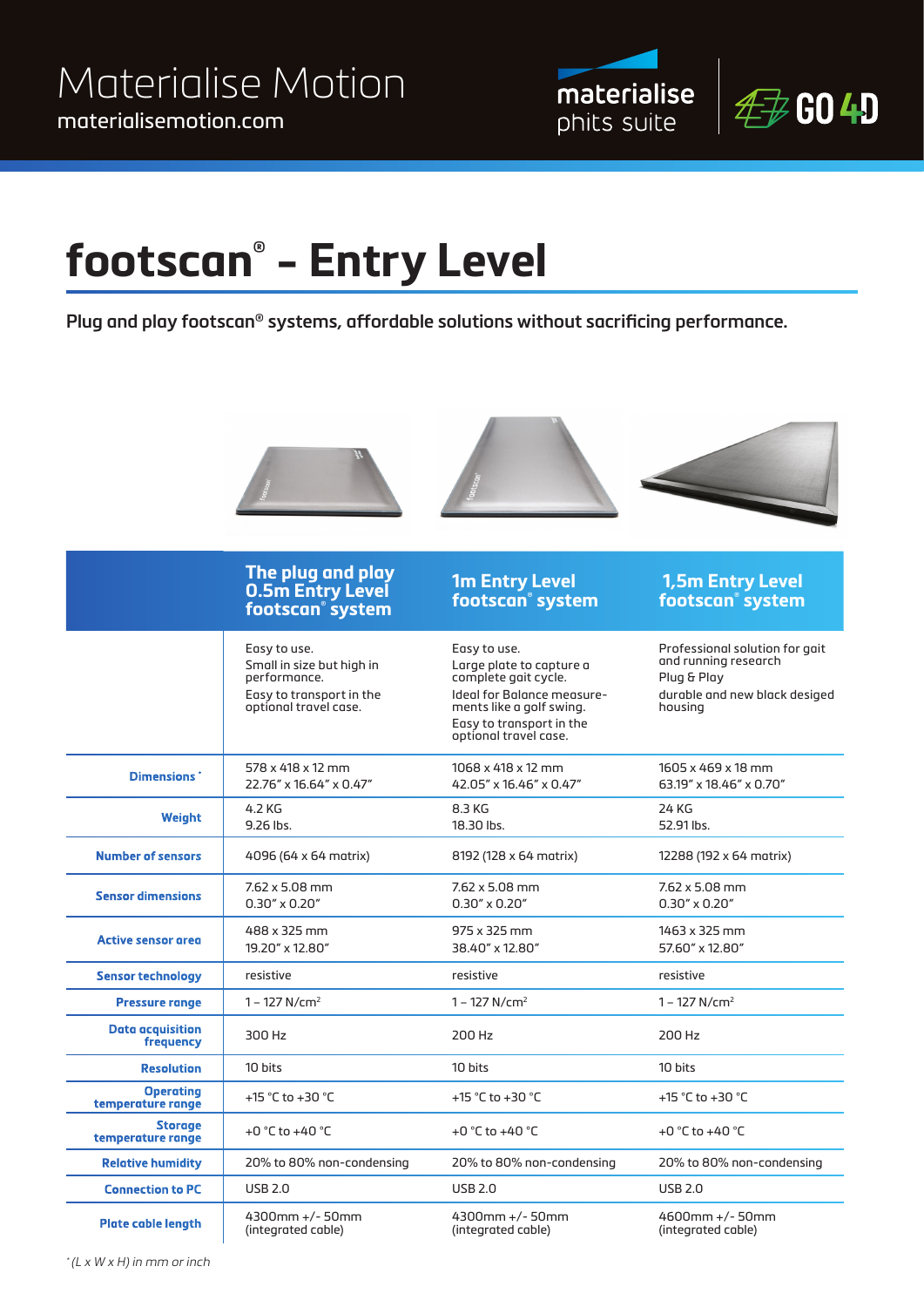Materialise Motion
materialisemotion.com

materialise phits suite | GO 4D

# footscan® - Entry Level

**Plug and play footscan® systems, affordable solutions without sacrificing performance.**

| | The plug and play 0.5m Entry Level footscan® system | 1m Entry Level footscan® system | 1,5m Entry Level footscan® system |
|---|---|---|---|
| | Easy to use.<br>Small in size but high in performance.<br>Easy to transport in the optional travel case. | Easy to use.<br>Large plate to capture a complete gait cycle.<br>Ideal for Balance measure-ments like a golf swing.<br>Easy to transport in the optional travel case. | Professional solution for gait and running research<br>Plug & Play<br>durable and new black desiged housing |
| **Dimensions*** | 578 x 418 x 12 mm<br>22.76" x 16.64" x 0.47" | 1068 x 418 x 12 mm<br>42.05" x 16.46" x 0.47" | 1605 x 469 x 18 mm<br>63.19" x 18.46" x 0.70" |
| **Weight** | 4.2 KG<br>9.26 lbs. | 8.3 KG<br>18.30 lbs. | 24 KG<br>52.91 lbs. |
| **Number of sensors** | 4096 (64 x 64 matrix) | 8192 (128 x 64 matrix) | 12288 (192 x 64 matrix) |
| **Sensor dimensions** | 7.62 x 5.08 mm<br>0.30" x 0.20" | 7.62 x 5.08 mm<br>0.30" x 0.20" | 7.62 x 5.08 mm<br>0.30" x 0.20" |
| **Active sensor area** | 488 x 325 mm<br>19.20" x 12.80" | 975 x 325 mm<br>38.40" x 12.80" | 1463 x 325 mm<br>57.60" x 12.80" |
| **Sensor technology** | resistive | resistive | resistive |
| **Pressure range** | 1 – 127 N/cm² | 1 – 127 N/cm² | 1 – 127 N/cm² |
| **Data acquisition frequency** | 300 Hz | 200 Hz | 200 Hz |
| **Resolution** | 10 bits | 10 bits | 10 bits |
| **Operating temperature range** | +15 °C to +30 °C | +15 °C to +30 °C | +15 °C to +30 °C |
| **Storage temperature range** | +0 °C to +40 °C | +0 °C to +40 °C | +0 °C to +40 °C |
| **Relative humidity** | 20% to 80% non-condensing | 20% to 80% non-condensing | 20% to 80% non-condensing |
| **Connection to PC** | USB 2.0 | USB 2.0 | USB 2.0 |
| **Plate cable length** | 4300mm +/- 50mm<br>(integrated cable) | 4300mm +/- 50mm<br>(integrated cable) | 4600mm +/- 50mm<br>(integrated cable) |

*(L x W x H) in mm or inch*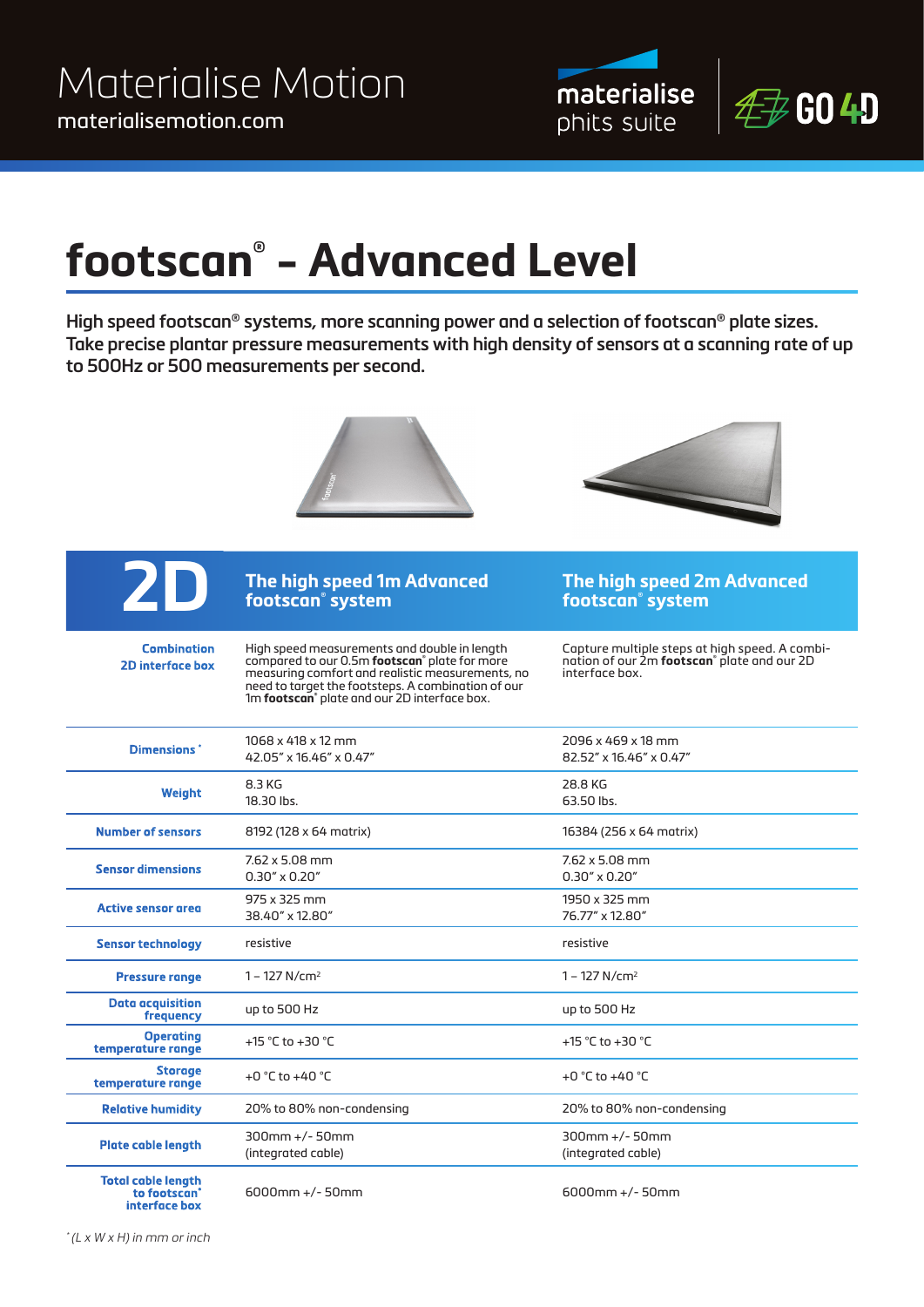Materialise Motion
materialisemotion.com

# footscan® – Advanced Level

**High speed footscan® systems, more scanning power and a selection of footscan® plate sizes. Take precise plantar pressure measurements with high density of sensors at a scanning rate of up to 500Hz or 500 measurements per second.**

| 2D | The high speed 1m Advanced footscan® system | The high speed 2m Advanced footscan® system |
|---|---|---|
| Combination 2D interface box | High speed measurements and double in length compared to our 0.5m **footscan**® plate for more measuring comfort and realistic measurements, no need to target the footsteps. A combination of our 1m **footscan**® plate and our 2D interface box. | Capture multiple steps at high speed. A combination of our 2m **footscan**® plate and our 2D interface box. |
| Dimensions * | 1068 x 418 x 12 mm<br>42.05" x 16.46" x 0.47" | 2096 x 469 x 18 mm<br>82.52" x 16.46" x 0.47" |
| Weight | 8.3 KG<br>18.30 lbs. | 28.8 KG<br>63.50 lbs. |
| Number of sensors | 8192 (128 x 64 matrix) | 16384 (256 x 64 matrix) |
| Sensor dimensions | 7.62 x 5.08 mm<br>0.30" x 0.20" | 7.62 x 5.08 mm<br>0.30" x 0.20" |
| Active sensor area | 975 x 325 mm<br>38.40" x 12.80" | 1950 x 325 mm<br>76.77" x 12.80" |
| Sensor technology | resistive | resistive |
| Pressure range | 1 – 127 N/cm² | 1 – 127 N/cm² |
| Data acquisition frequency | up to 500 Hz | up to 500 Hz |
| Operating temperature range | +15 °C to +30 °C | +15 °C to +30 °C |
| Storage temperature range | +0 °C to +40 °C | +0 °C to +40 °C |
| Relative humidity | 20% to 80% non-condensing | 20% to 80% non-condensing |
| Plate cable length | 300mm +/- 50mm<br>(integrated cable) | 300mm +/- 50mm<br>(integrated cable) |
| Total cable length to footscan® interface box | 6000mm +/- 50mm | 6000mm +/- 50mm |

*\* (L x W x H) in mm or inch*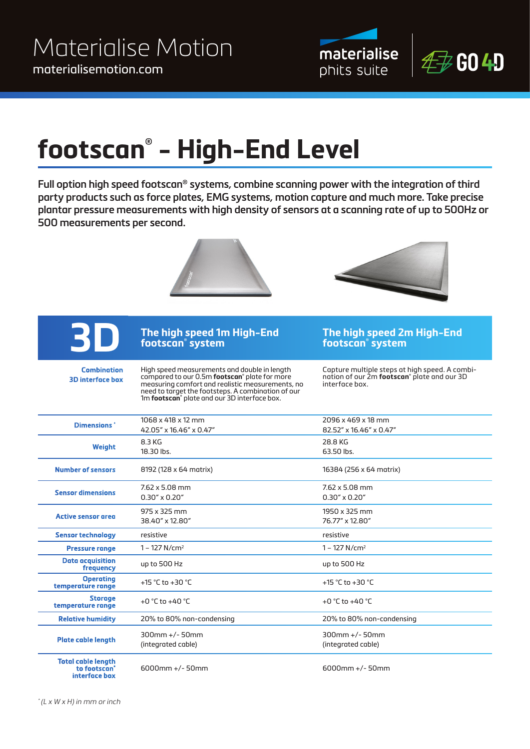# footscan® - High-End Level

**Full option high speed footscan® systems, combine scanning power with the integration of third party products such as force plates, EMG systems, motion capture and much more. Take precise plantar pressure measurements with high density of sensors at a scanning rate of up to 500Hz or 500 measurements per second.**

| 3D | The high speed 1m High-End footscan® system | The high speed 2m High-End footscan® system |
|---|---|---|
| **Combination 3D interface box** | High speed measurements and double in length compared to our 0.5m **footscan**® plate for more measuring comfort and realistic measurements, no need to target the footsteps. A combination of our 1m **footscan**® plate and our 3D interface box. | Capture multiple steps at high speed. A combination of our 2m **footscan**® plate and our 3D interface box. |
| **Dimensions** * | 1068 x 418 x 12 mm<br>42.05″ x 16.46″ x 0.47″ | 2096 x 469 x 18 mm<br>82.52″ x 16.46″ x 0.47″ |
| **Weight** | 8.3 KG<br>18.30 lbs. | 28.8 KG<br>63.50 lbs. |
| **Number of sensors** | 8192 (128 x 64 matrix) | 16384 (256 x 64 matrix) |
| **Sensor dimensions** | 7.62 x 5.08 mm<br>0.30″ x 0.20″ | 7.62 x 5.08 mm<br>0.30″ x 0.20″ |
| **Active sensor area** | 975 x 325 mm<br>38.40″ x 12.80″ | 1950 x 325 mm<br>76.77″ x 12.80″ |
| **Sensor technology** | resistive | resistive |
| **Pressure range** | 1 – 127 N/cm² | 1 – 127 N/cm² |
| **Data acquisition frequency** | up to 500 Hz | up to 500 Hz |
| **Operating temperature range** | +15 °C to +30 °C | +15 °C to +30 °C |
| **Storage temperature range** | +0 °C to +40 °C | +0 °C to +40 °C |
| **Relative humidity** | 20% to 80% non-condensing | 20% to 80% non-condensing |
| **Plate cable length** | 300mm +/- 50mm<br>(integrated cable) | 300mm +/- 50mm<br>(integrated cable) |
| **Total cable length to footscan® interface box** | 6000mm +/- 50mm | 6000mm +/- 50mm |

*\* (L x W x H) in mm or inch*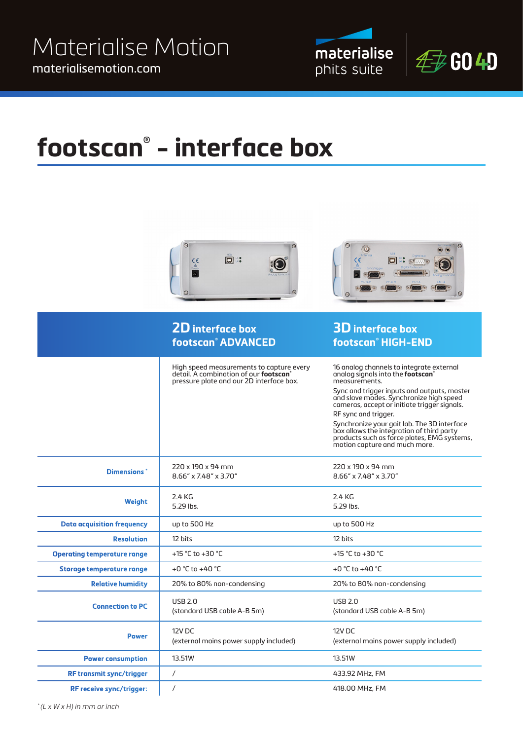# footscan® – interface box

| | 2D interface box footscan® ADVANCED | 3D interface box footscan® HIGH-END |
|---|---|---|
| | High speed measurements to capture every detail. A combination of our **footscan®** pressure plate and our 2D interface box. | 16 analog channels to integrate external analog signals into the **footscan®** measurements. Sync and trigger inputs and outputs, master and slave modes. Synchronize high speed cameras, accept or initiate trigger signals. RF sync and trigger. Synchronize your gait lab. The 3D interface box allows the integration of third party products such as force plates, EMG systems, motion capture and much more. |
| **Dimensions*** | 220 x 190 x 94 mm 8.66" x 7.48" x 3.70" | 220 x 190 x 94 mm 8.66" x 7.48" x 3.70" |
| **Weight** | 2.4 KG 5.29 lbs. | 2.4 KG 5.29 lbs. |
| **Data acquisition frequency** | up to 500 Hz | up to 500 Hz |
| **Resolution** | 12 bits | 12 bits |
| **Operating temperature range** | +15 °C to +30 °C | +15 °C to +30 °C |
| **Storage temperature range** | +0 °C to +40 °C | +0 °C to +40 °C |
| **Relative humidity** | 20% to 80% non-condensing | 20% to 80% non-condensing |
| **Connection to PC** | USB 2.0 (standard USB cable A-B 5m) | USB 2.0 (standard USB cable A-B 5m) |
| **Power** | 12V DC (external mains power supply included) | 12V DC (external mains power supply included) |
| **Power consumption** | 13.51W | 13.51W |
| **RF transmit sync/trigger** | / | 433.92 MHz, FM |
| **RF receive sync/trigger:** | / | 418.00 MHz, FM |

*\* (L x W x H) in mm or inch*